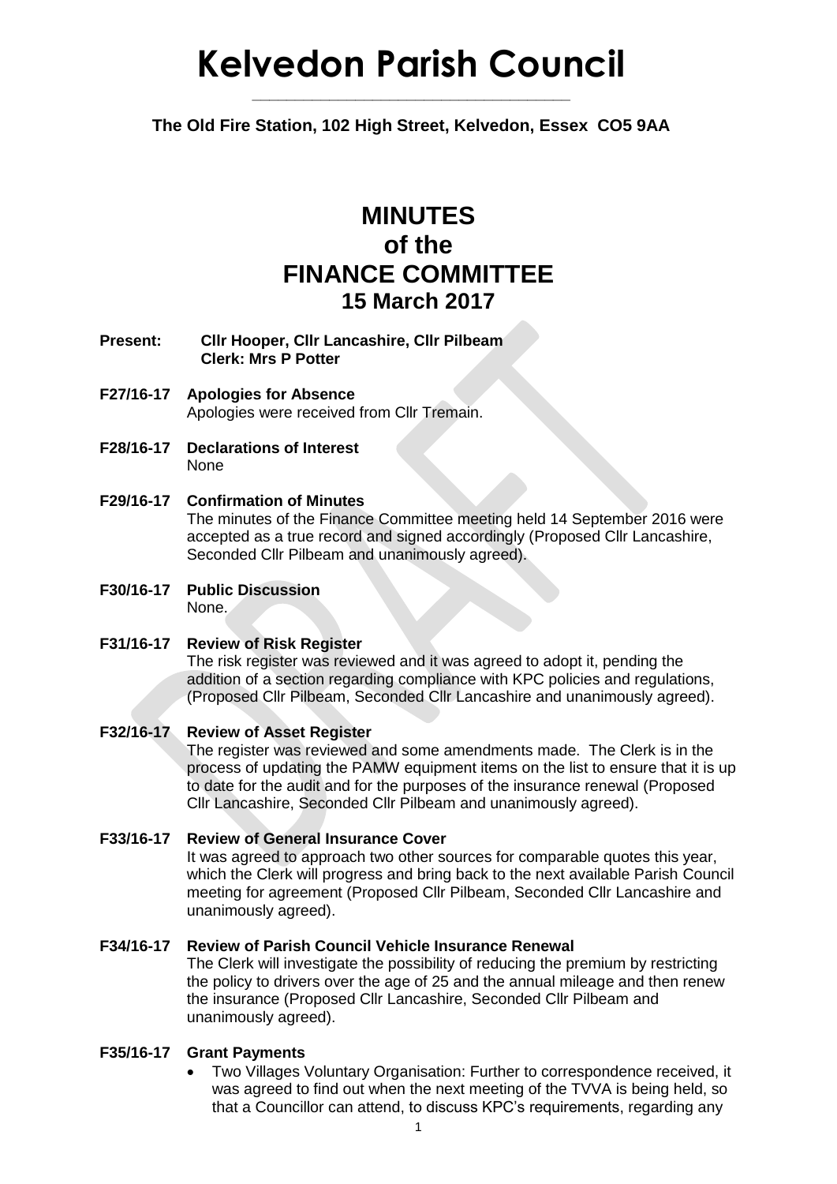# Kelvedon Parish Council

**The Old Fire Station, 102 High Street, Kelvedon, Essex CO5 9AA**

## MINUTES
## of the
## FINANCE COMMITTEE
## 15 March 2017

**Present:** **Cllr Hooper, Cllr Lancashire, Cllr Pilbeam**
**Clerk: Mrs P Potter**

**F27/16-17 Apologies for Absence**
Apologies were received from Cllr Tremain.

**F28/16-17 Declarations of Interest**
None

**F29/16-17 Confirmation of Minutes**
The minutes of the Finance Committee meeting held 14 September 2016 were accepted as a true record and signed accordingly (Proposed Cllr Lancashire, Seconded Cllr Pilbeam and unanimously agreed).

**F30/16-17 Public Discussion**
None.

**F31/16-17 Review of Risk Register**
The risk register was reviewed and it was agreed to adopt it, pending the addition of a section regarding compliance with KPC policies and regulations, (Proposed Cllr Pilbeam, Seconded Cllr Lancashire and unanimously agreed).

**F32/16-17 Review of Asset Register**
The register was reviewed and some amendments made. The Clerk is in the process of updating the PAMW equipment items on the list to ensure that it is up to date for the audit and for the purposes of the insurance renewal (Proposed Cllr Lancashire, Seconded Cllr Pilbeam and unanimously agreed).

**F33/16-17 Review of General Insurance Cover**
It was agreed to approach two other sources for comparable quotes this year, which the Clerk will progress and bring back to the next available Parish Council meeting for agreement (Proposed Cllr Pilbeam, Seconded Cllr Lancashire and unanimously agreed).

**F34/16-17 Review of Parish Council Vehicle Insurance Renewal**
The Clerk will investigate the possibility of reducing the premium by restricting the policy to drivers over the age of 25 and the annual mileage and then renew the insurance (Proposed Cllr Lancashire, Seconded Cllr Pilbeam and unanimously agreed).

**F35/16-17 Grant Payments**

- Two Villages Voluntary Organisation: Further to correspondence received, it was agreed to find out when the next meeting of the TVVA is being held, so that a Councillor can attend, to discuss KPC's requirements, regarding any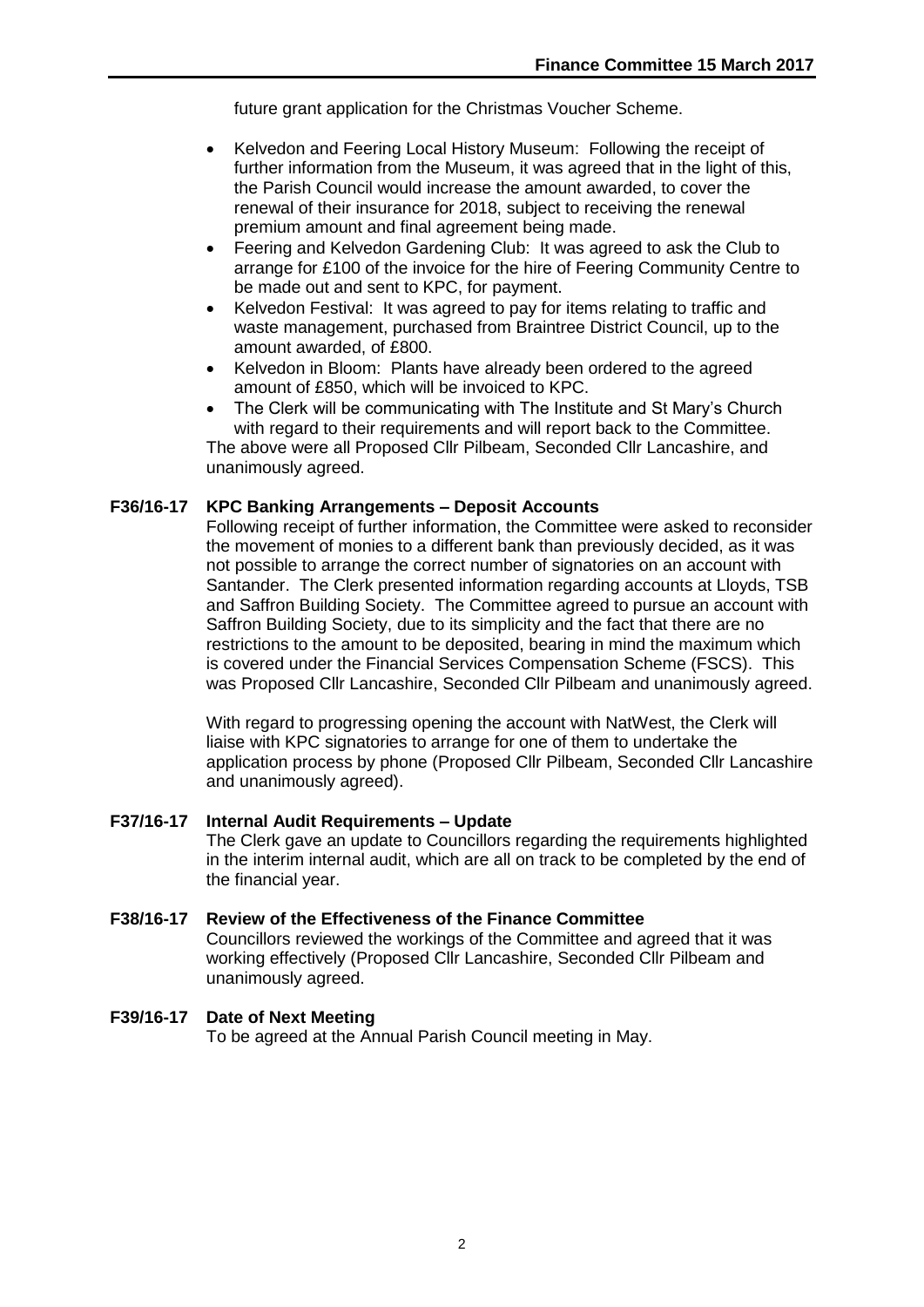future grant application for the Christmas Voucher Scheme.

- Kelvedon and Feering Local History Museum: Following the receipt of further information from the Museum, it was agreed that in the light of this, the Parish Council would increase the amount awarded, to cover the renewal of their insurance for 2018, subject to receiving the renewal premium amount and final agreement being made.
- Feering and Kelvedon Gardening Club: It was agreed to ask the Club to arrange for £100 of the invoice for the hire of Feering Community Centre to be made out and sent to KPC, for payment.
- Kelvedon Festival: It was agreed to pay for items relating to traffic and waste management, purchased from Braintree District Council, up to the amount awarded, of £800.
- Kelvedon in Bloom: Plants have already been ordered to the agreed amount of £850, which will be invoiced to KPC.
- The Clerk will be communicating with The Institute and St Mary's Church with regard to their requirements and will report back to the Committee.

The above were all Proposed Cllr Pilbeam, Seconded Cllr Lancashire, and unanimously agreed.

**F36/16-17 KPC Banking Arrangements – Deposit Accounts**

Following receipt of further information, the Committee were asked to reconsider the movement of monies to a different bank than previously decided, as it was not possible to arrange the correct number of signatories on an account with Santander. The Clerk presented information regarding accounts at Lloyds, TSB and Saffron Building Society. The Committee agreed to pursue an account with Saffron Building Society, due to its simplicity and the fact that there are no restrictions to the amount to be deposited, bearing in mind the maximum which is covered under the Financial Services Compensation Scheme (FSCS). This was Proposed Cllr Lancashire, Seconded Cllr Pilbeam and unanimously agreed.

With regard to progressing opening the account with NatWest, the Clerk will liaise with KPC signatories to arrange for one of them to undertake the application process by phone (Proposed Cllr Pilbeam, Seconded Cllr Lancashire and unanimously agreed).

**F37/16-17 Internal Audit Requirements – Update**

The Clerk gave an update to Councillors regarding the requirements highlighted in the interim internal audit, which are all on track to be completed by the end of the financial year.

**F38/16-17 Review of the Effectiveness of the Finance Committee**

Councillors reviewed the workings of the Committee and agreed that it was working effectively (Proposed Cllr Lancashire, Seconded Cllr Pilbeam and unanimously agreed.

**F39/16-17 Date of Next Meeting**

To be agreed at the Annual Parish Council meeting in May.